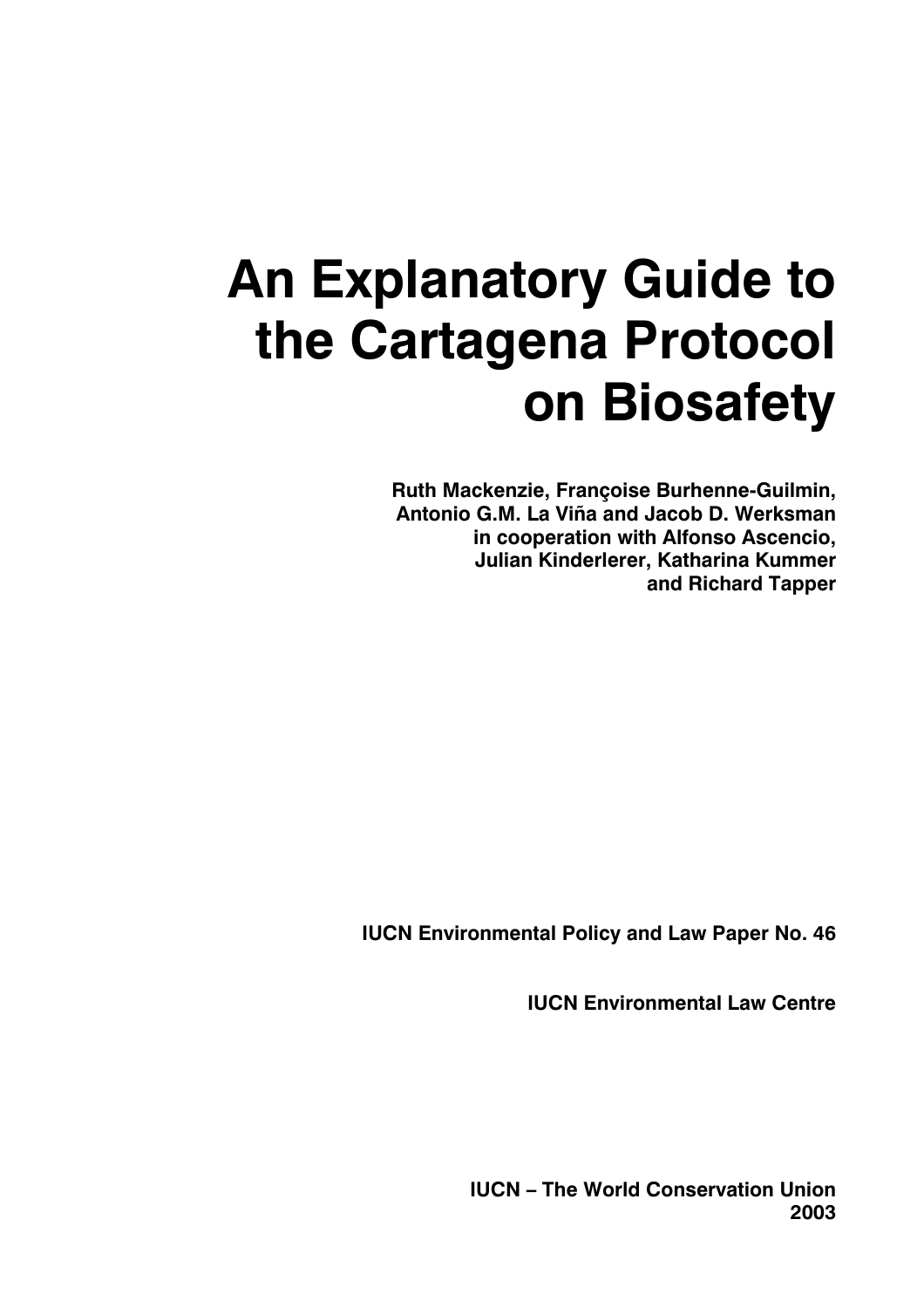# An Explanatory Guide to the Cartagena Protocol on Biosafety

**Ruth Mackenzie, Françoise Burhenne-Guilmin, Antonio G.M. La Viña and Jacob D. Werksman in cooperation with Alfonso Ascencio, Julian Kinderlerer, Katharina Kummer and Richard Tapper**

**IUCN Environmental Policy and Law Paper No. 46**

**IUCN Environmental Law Centre**

**IUCN – The World Conservation Union**
**2003**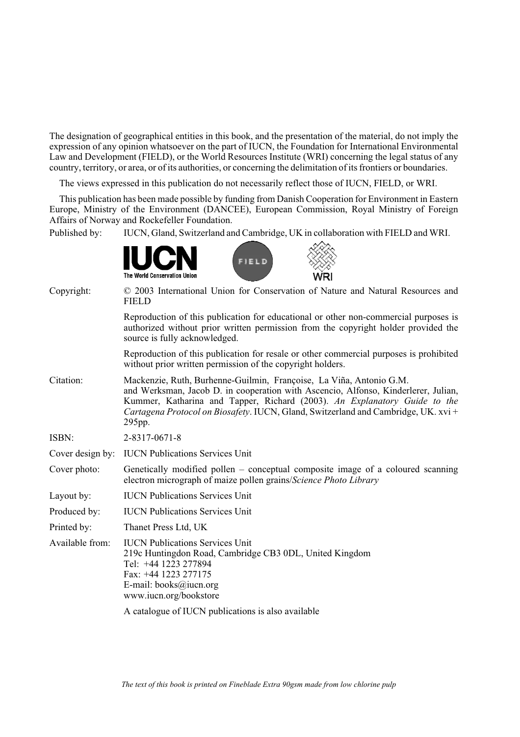The designation of geographical entities in this book, and the presentation of the material, do not imply the expression of any opinion whatsoever on the part of IUCN, the Foundation for International Environmental Law and Development (FIELD), or the World Resources Institute (WRI) concerning the legal status of any country, territory, or area, or of its authorities, or concerning the delimitation of its frontiers or boundaries.

The views expressed in this publication do not necessarily reflect those of IUCN, FIELD, or WRI.

This publication has been made possible by funding from Danish Cooperation for Environment in Eastern Europe, Ministry of the Environment (DANCEE), European Commission, Royal Ministry of Foreign Affairs of Norway and Rockefeller Foundation.

Published by: IUCN, Gland, Switzerland and Cambridge, UK in collaboration with FIELD and WRI.

Copyright: © 2003 International Union for Conservation of Nature and Natural Resources and FIELD

Reproduction of this publication for educational or other non-commercial purposes is authorized without prior written permission from the copyright holder provided the source is fully acknowledged.

Reproduction of this publication for resale or other commercial purposes is prohibited without prior written permission of the copyright holders.

Citation: Mackenzie, Ruth, Burhenne-Guilmin, Françoise, La Viña, Antonio G.M. and Werksman, Jacob D. in cooperation with Ascencio, Alfonso, Kinderlerer, Julian, Kummer, Katharina and Tapper, Richard (2003). *An Explanatory Guide to the Cartagena Protocol on Biosafety*. IUCN, Gland, Switzerland and Cambridge, UK. xvi + 295pp.

ISBN: 2-8317-0671-8

Cover design by: IUCN Publications Services Unit

Cover photo: Genetically modified pollen – conceptual composite image of a coloured scanning electron micrograph of maize pollen grains/*Science Photo Library*

Layout by: IUCN Publications Services Unit

Produced by: IUCN Publications Services Unit

Printed by: Thanet Press Ltd, UK

Available from: IUCN Publications Services Unit
219c Huntingdon Road, Cambridge CB3 0DL, United Kingdom
Tel: +44 1223 277894
Fax: +44 1223 277175
E-mail: books@iucn.org
www.iucn.org/bookstore

A catalogue of IUCN publications is also available

*The text of this book is printed on Fineblade Extra 90gsm made from low chlorine pulp*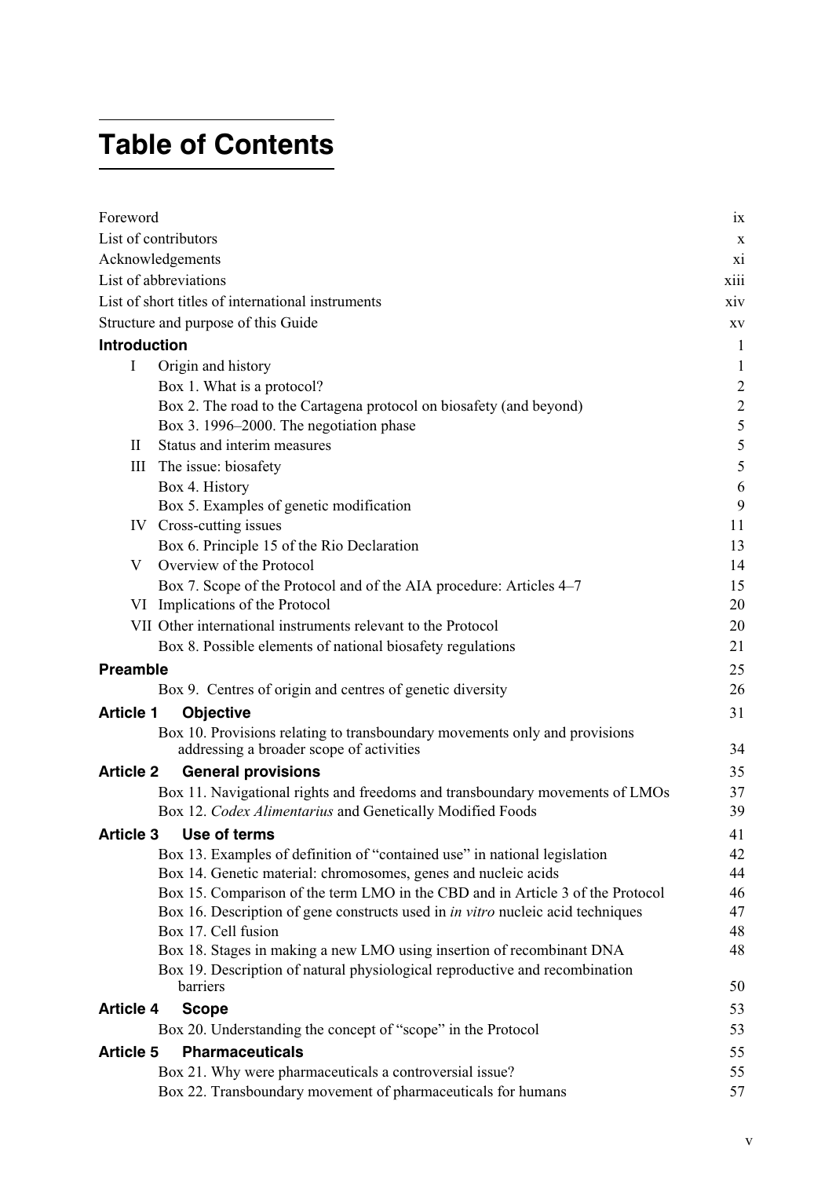# Table of Contents

| | |
|---|---|
| Foreword | ix |
| List of contributors | x |
| Acknowledgements | xi |
| List of abbreviations | xiii |
| List of short titles of international instruments | xiv |
| Structure and purpose of this Guide | xv |
| **Introduction** | 1 |
| I Origin and history | 1 |
| Box 1. What is a protocol? | 2 |
| Box 2. The road to the Cartagena protocol on biosafety (and beyond) | 2 |
| Box 3. 1996–2000. The negotiation phase | 5 |
| II Status and interim measures | 5 |
| III The issue: biosafety | 5 |
| Box 4. History | 6 |
| Box 5. Examples of genetic modification | 9 |
| IV Cross-cutting issues | 11 |
| Box 6. Principle 15 of the Rio Declaration | 13 |
| V Overview of the Protocol | 14 |
| Box 7. Scope of the Protocol and of the AIA procedure: Articles 4–7 | 15 |
| VI Implications of the Protocol | 20 |
| VII Other international instruments relevant to the Protocol | 20 |
| Box 8. Possible elements of national biosafety regulations | 21 |
| **Preamble** | 25 |
| Box 9. Centres of origin and centres of genetic diversity | 26 |
| **Article 1 Objective** | 31 |
| Box 10. Provisions relating to transboundary movements only and provisions addressing a broader scope of activities | 34 |
| **Article 2 General provisions** | 35 |
| Box 11. Navigational rights and freedoms and transboundary movements of LMOs | 37 |
| Box 12. *Codex Alimentarius* and Genetically Modified Foods | 39 |
| **Article 3 Use of terms** | 41 |
| Box 13. Examples of definition of "contained use" in national legislation | 42 |
| Box 14. Genetic material: chromosomes, genes and nucleic acids | 44 |
| Box 15. Comparison of the term LMO in the CBD and in Article 3 of the Protocol | 46 |
| Box 16. Description of gene constructs used in *in vitro* nucleic acid techniques | 47 |
| Box 17. Cell fusion | 48 |
| Box 18. Stages in making a new LMO using insertion of recombinant DNA | 48 |
| Box 19. Description of natural physiological reproductive and recombination barriers | 50 |
| **Article 4 Scope** | 53 |
| Box 20. Understanding the concept of "scope" in the Protocol | 53 |
| **Article 5 Pharmaceuticals** | 55 |
| Box 21. Why were pharmaceuticals a controversial issue? | 55 |
| Box 22. Transboundary movement of pharmaceuticals for humans | 57 |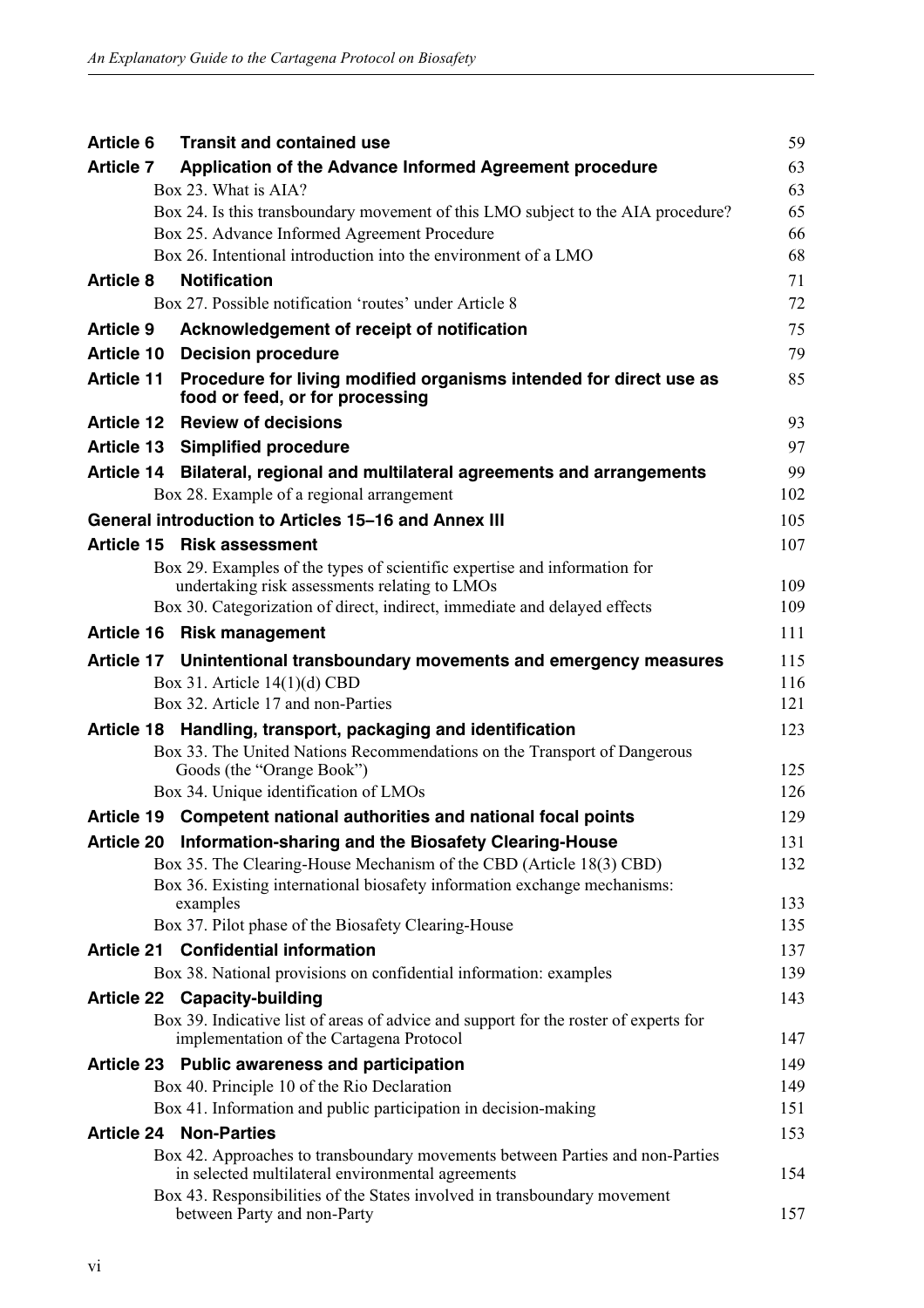| | | |
|---|---|---|
| **Article 6** | **Transit and contained use** | 59 |
| **Article 7** | **Application of the Advance Informed Agreement procedure** | 63 |
| | Box 23. What is AIA? | 63 |
| | Box 24. Is this transboundary movement of this LMO subject to the AIA procedure? | 65 |
| | Box 25. Advance Informed Agreement Procedure | 66 |
| | Box 26. Intentional introduction into the environment of a LMO | 68 |
| **Article 8** | **Notification** | 71 |
| | Box 27. Possible notification 'routes' under Article 8 | 72 |
| **Article 9** | **Acknowledgement of receipt of notification** | 75 |
| **Article 10** | **Decision procedure** | 79 |
| **Article 11** | **Procedure for living modified organisms intended for direct use as food or feed, or for processing** | 85 |
| **Article 12** | **Review of decisions** | 93 |
| **Article 13** | **Simplified procedure** | 97 |
| **Article 14** | **Bilateral, regional and multilateral agreements and arrangements** | 99 |
| | Box 28. Example of a regional arrangement | 102 |
| **General introduction to Articles 15–16 and Annex III** | | 105 |
| **Article 15** | **Risk assessment** | 107 |
| | Box 29. Examples of the types of scientific expertise and information for undertaking risk assessments relating to LMOs | 109 |
| | Box 30. Categorization of direct, indirect, immediate and delayed effects | 109 |
| **Article 16** | **Risk management** | 111 |
| **Article 17** | **Unintentional transboundary movements and emergency measures** | 115 |
| | Box 31. Article 14(1)(d) CBD | 116 |
| | Box 32. Article 17 and non-Parties | 121 |
| **Article 18** | **Handling, transport, packaging and identification** | 123 |
| | Box 33. The United Nations Recommendations on the Transport of Dangerous Goods (the "Orange Book") | 125 |
| | Box 34. Unique identification of LMOs | 126 |
| **Article 19** | **Competent national authorities and national focal points** | 129 |
| **Article 20** | **Information-sharing and the Biosafety Clearing-House** | 131 |
| | Box 35. The Clearing-House Mechanism of the CBD (Article 18(3) CBD) | 132 |
| | Box 36. Existing international biosafety information exchange mechanisms: examples | 133 |
| | Box 37. Pilot phase of the Biosafety Clearing-House | 135 |
| **Article 21** | **Confidential information** | 137 |
| | Box 38. National provisions on confidential information: examples | 139 |
| **Article 22** | **Capacity-building** | 143 |
| | Box 39. Indicative list of areas of advice and support for the roster of experts for implementation of the Cartagena Protocol | 147 |
| **Article 23** | **Public awareness and participation** | 149 |
| | Box 40. Principle 10 of the Rio Declaration | 149 |
| | Box 41. Information and public participation in decision-making | 151 |
| **Article 24** | **Non-Parties** | 153 |
| | Box 42. Approaches to transboundary movements between Parties and non-Parties in selected multilateral environmental agreements | 154 |
| | Box 43. Responsibilities of the States involved in transboundary movement between Party and non-Party | 157 |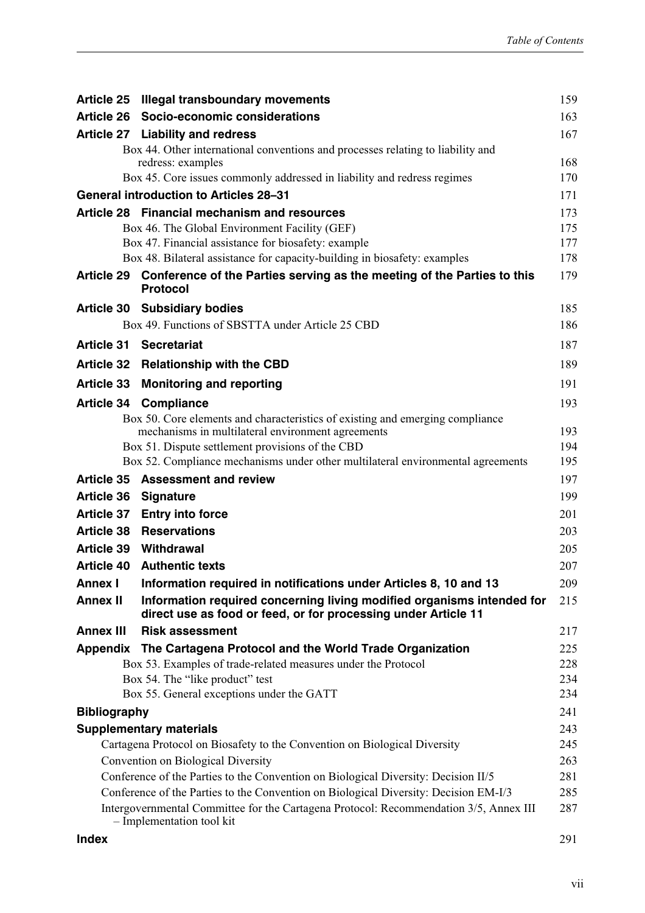| | | |
|---|---|---|
| **Article 25** | **Illegal transboundary movements** | 159 |
| **Article 26** | **Socio-economic considerations** | 163 |
| **Article 27** | **Liability and redress** | 167 |
| | Box 44. Other international conventions and processes relating to liability and redress: examples | 168 |
| | Box 45. Core issues commonly addressed in liability and redress regimes | 170 |
| **General introduction to Articles 28–31** | | 171 |
| **Article 28** | **Financial mechanism and resources** | 173 |
| | Box 46. The Global Environment Facility (GEF) | 175 |
| | Box 47. Financial assistance for biosafety: example | 177 |
| | Box 48. Bilateral assistance for capacity-building in biosafety: examples | 178 |
| **Article 29** | **Conference of the Parties serving as the meeting of the Parties to this Protocol** | 179 |
| **Article 30** | **Subsidiary bodies** | 185 |
| | Box 49. Functions of SBSTTA under Article 25 CBD | 186 |
| **Article 31** | **Secretariat** | 187 |
| **Article 32** | **Relationship with the CBD** | 189 |
| **Article 33** | **Monitoring and reporting** | 191 |
| **Article 34** | **Compliance** | 193 |
| | Box 50. Core elements and characteristics of existing and emerging compliance mechanisms in multilateral environment agreements | 193 |
| | Box 51. Dispute settlement provisions of the CBD | 194 |
| | Box 52. Compliance mechanisms under other multilateral environmental agreements | 195 |
| **Article 35** | **Assessment and review** | 197 |
| **Article 36** | **Signature** | 199 |
| **Article 37** | **Entry into force** | 201 |
| **Article 38** | **Reservations** | 203 |
| **Article 39** | **Withdrawal** | 205 |
| **Article 40** | **Authentic texts** | 207 |
| **Annex I** | **Information required in notifications under Articles 8, 10 and 13** | 209 |
| **Annex II** | **Information required concerning living modified organisms intended for direct use as food or feed, or for processing under Article 11** | 215 |
| **Annex III** | **Risk assessment** | 217 |
| **Appendix** | **The Cartagena Protocol and the World Trade Organization** | 225 |
| | Box 53. Examples of trade-related measures under the Protocol | 228 |
| | Box 54. The "like product" test | 234 |
| | Box 55. General exceptions under the GATT | 234 |
| **Bibliography** | | 241 |
| **Supplementary materials** | | 243 |
| | Cartagena Protocol on Biosafety to the Convention on Biological Diversity | 245 |
| | Convention on Biological Diversity | 263 |
| | Conference of the Parties to the Convention on Biological Diversity: Decision II/5 | 281 |
| | Conference of the Parties to the Convention on Biological Diversity: Decision EM-I/3 | 285 |
| | Intergovernmental Committee for the Cartagena Protocol: Recommendation 3/5, Annex III – Implementation tool kit | 287 |
| **Index** | | 291 |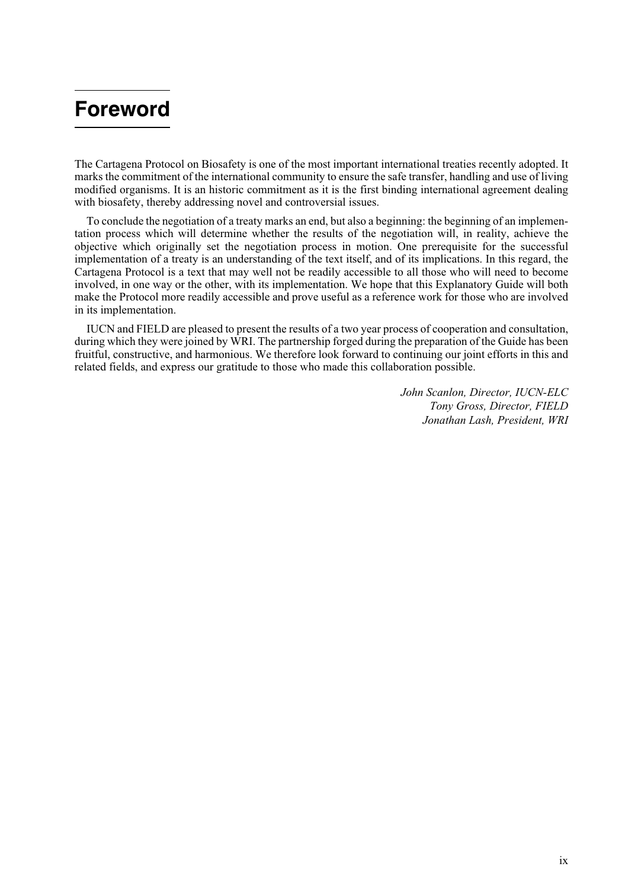# Foreword

The Cartagena Protocol on Biosafety is one of the most important international treaties recently adopted. It marks the commitment of the international community to ensure the safe transfer, handling and use of living modified organisms. It is an historic commitment as it is the first binding international agreement dealing with biosafety, thereby addressing novel and controversial issues.

To conclude the negotiation of a treaty marks an end, but also a beginning: the beginning of an implementation process which will determine whether the results of the negotiation will, in reality, achieve the objective which originally set the negotiation process in motion. One prerequisite for the successful implementation of a treaty is an understanding of the text itself, and of its implications. In this regard, the Cartagena Protocol is a text that may well not be readily accessible to all those who will need to become involved, in one way or the other, with its implementation. We hope that this Explanatory Guide will both make the Protocol more readily accessible and prove useful as a reference work for those who are involved in its implementation.

IUCN and FIELD are pleased to present the results of a two year process of cooperation and consultation, during which they were joined by WRI. The partnership forged during the preparation of the Guide has been fruitful, constructive, and harmonious. We therefore look forward to continuing our joint efforts in this and related fields, and express our gratitude to those who made this collaboration possible.

*John Scanlon, Director, IUCN-ELC*
*Tony Gross, Director, FIELD*
*Jonathan Lash, President, WRI*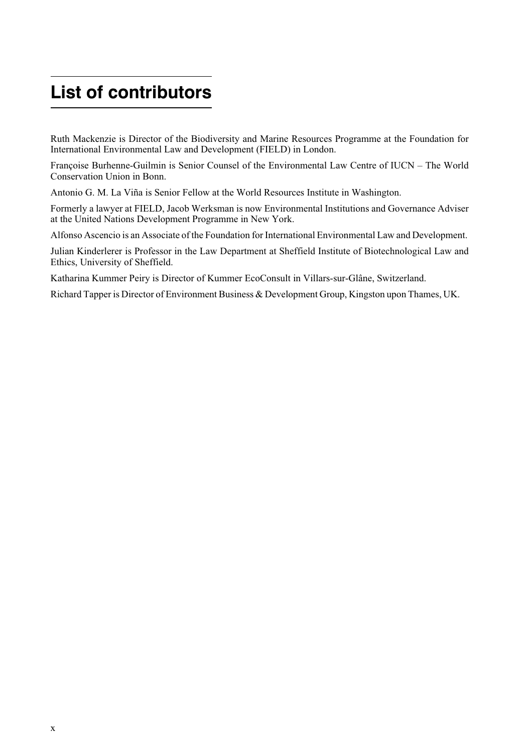# List of contributors

Ruth Mackenzie is Director of the Biodiversity and Marine Resources Programme at the Foundation for International Environmental Law and Development (FIELD) in London.

Françoise Burhenne-Guilmin is Senior Counsel of the Environmental Law Centre of IUCN – The World Conservation Union in Bonn.

Antonio G. M. La Viña is Senior Fellow at the World Resources Institute in Washington.

Formerly a lawyer at FIELD, Jacob Werksman is now Environmental Institutions and Governance Adviser at the United Nations Development Programme in New York.

Alfonso Ascencio is an Associate of the Foundation for International Environmental Law and Development.

Julian Kinderlerer is Professor in the Law Department at Sheffield Institute of Biotechnological Law and Ethics, University of Sheffield.

Katharina Kummer Peiry is Director of Kummer EcoConsult in Villars-sur-Glâne, Switzerland.

Richard Tapper is Director of Environment Business & Development Group, Kingston upon Thames, UK.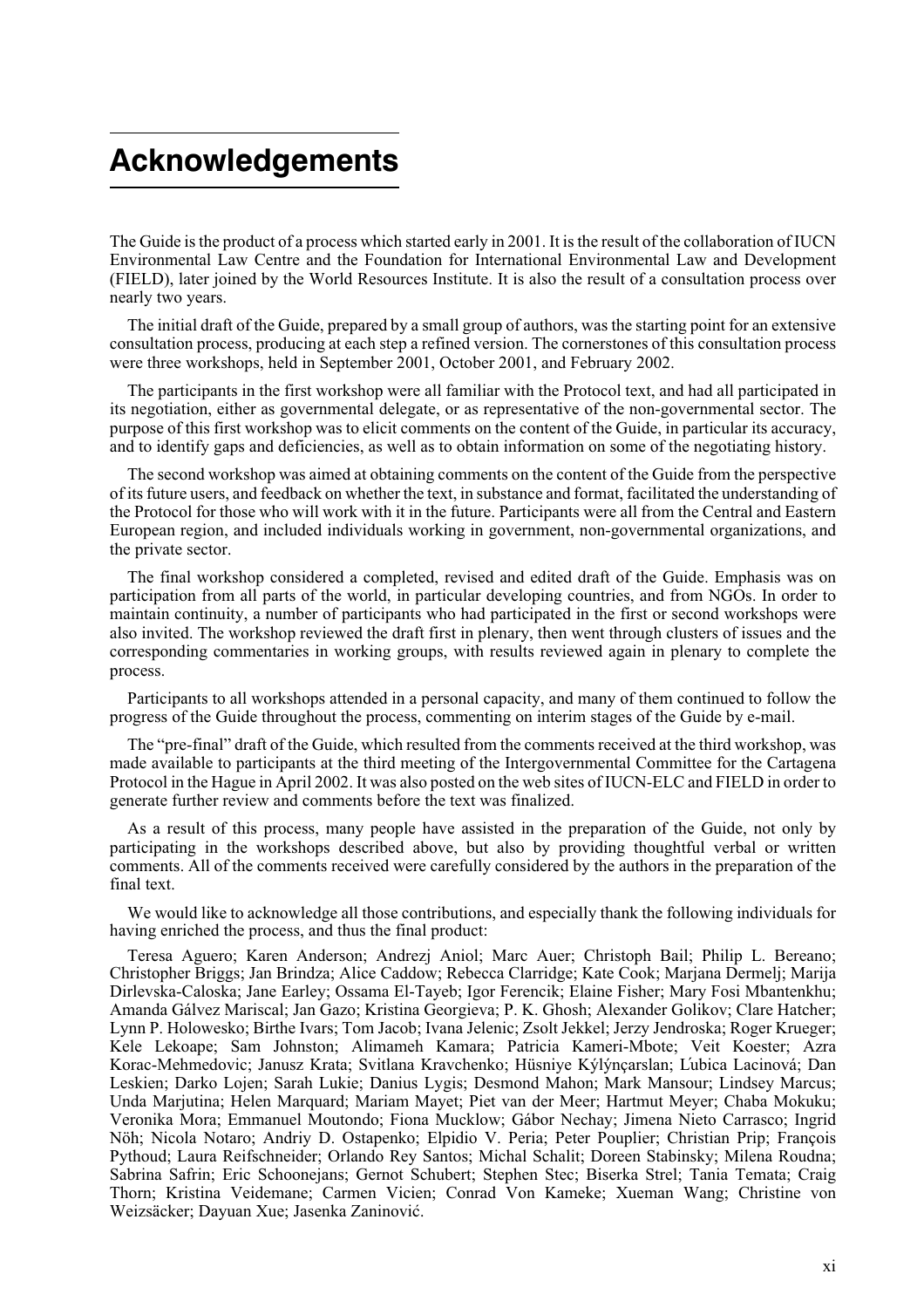# Acknowledgements

The Guide is the product of a process which started early in 2001. It is the result of the collaboration of IUCN Environmental Law Centre and the Foundation for International Environmental Law and Development (FIELD), later joined by the World Resources Institute. It is also the result of a consultation process over nearly two years.

The initial draft of the Guide, prepared by a small group of authors, was the starting point for an extensive consultation process, producing at each step a refined version. The cornerstones of this consultation process were three workshops, held in September 2001, October 2001, and February 2002.

The participants in the first workshop were all familiar with the Protocol text, and had all participated in its negotiation, either as governmental delegate, or as representative of the non-governmental sector. The purpose of this first workshop was to elicit comments on the content of the Guide, in particular its accuracy, and to identify gaps and deficiencies, as well as to obtain information on some of the negotiating history.

The second workshop was aimed at obtaining comments on the content of the Guide from the perspective of its future users, and feedback on whether the text, in substance and format, facilitated the understanding of the Protocol for those who will work with it in the future. Participants were all from the Central and Eastern European region, and included individuals working in government, non-governmental organizations, and the private sector.

The final workshop considered a completed, revised and edited draft of the Guide. Emphasis was on participation from all parts of the world, in particular developing countries, and from NGOs. In order to maintain continuity, a number of participants who had participated in the first or second workshops were also invited. The workshop reviewed the draft first in plenary, then went through clusters of issues and the corresponding commentaries in working groups, with results reviewed again in plenary to complete the process.

Participants to all workshops attended in a personal capacity, and many of them continued to follow the progress of the Guide throughout the process, commenting on interim stages of the Guide by e-mail.

The "pre-final" draft of the Guide, which resulted from the comments received at the third workshop, was made available to participants at the third meeting of the Intergovernmental Committee for the Cartagena Protocol in the Hague in April 2002. It was also posted on the web sites of IUCN-ELC and FIELD in order to generate further review and comments before the text was finalized.

As a result of this process, many people have assisted in the preparation of the Guide, not only by participating in the workshops described above, but also by providing thoughtful verbal or written comments. All of the comments received were carefully considered by the authors in the preparation of the final text.

We would like to acknowledge all those contributions, and especially thank the following individuals for having enriched the process, and thus the final product:

Teresa Aguero; Karen Anderson; Andrezj Aniol; Marc Auer; Christoph Bail; Philip L. Bereano; Christopher Briggs; Jan Brindza; Alice Caddow; Rebecca Clarridge; Kate Cook; Marjana Dermelj; Marija Dirlevska-Caloska; Jane Earley; Ossama El-Tayeb; Igor Ferencik; Elaine Fisher; Mary Fosi Mbantenkhu; Amanda Gálvez Mariscal; Jan Gazo; Kristina Georgieva; P. K. Ghosh; Alexander Golikov; Clare Hatcher; Lynn P. Holowesko; Birthe Ivars; Tom Jacob; Ivana Jelenic; Zsolt Jekkel; Jerzy Jendroska; Roger Krueger; Kele Lekoape; Sam Johnston; Alimameh Kamara; Patricia Kameri-Mbote; Veit Koester; Azra Korac-Mehmedovic; Janusz Krata; Svitlana Kravchenko; Hüsniye Kýlýnçarslan; Ľubica Lacinová; Dan Leskien; Darko Lojen; Sarah Lukie; Danius Lygis; Desmond Mahon; Mark Mansour; Lindsey Marcus; Unda Marjutina; Helen Marquard; Mariam Mayet; Piet van der Meer; Hartmut Meyer; Chaba Mokuku; Veronika Mora; Emmanuel Moutondo; Fiona Mucklow; Gábor Nechay; Jimena Nieto Carrasco; Ingrid Nöh; Nicola Notaro; Andriy D. Ostapenko; Elpidio V. Peria; Peter Pouplier; Christian Prip; François Pythoud; Laura Reifschneider; Orlando Rey Santos; Michal Schalit; Doreen Stabinsky; Milena Roudna; Sabrina Safrin; Eric Schoonejans; Gernot Schubert; Stephen Stec; Biserka Strel; Tania Temata; Craig Thorn; Kristina Veidemane; Carmen Vicien; Conrad Von Kameke; Xueman Wang; Christine von Weizsäcker; Dayuan Xue; Jasenka Zaninović.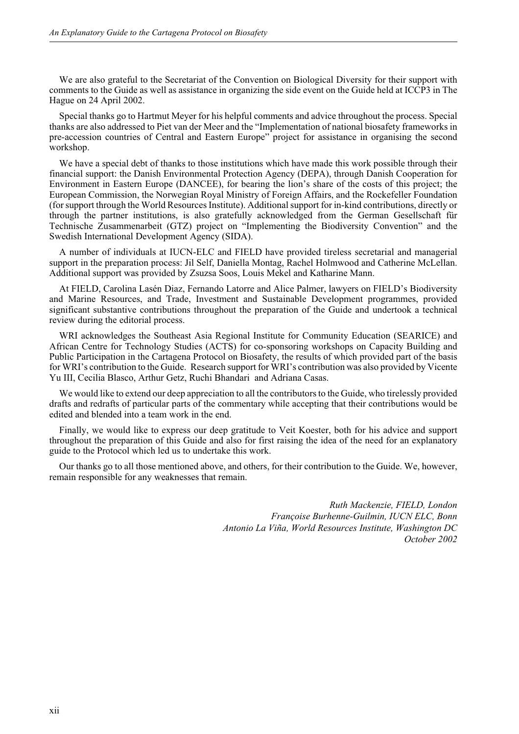We are also grateful to the Secretariat of the Convention on Biological Diversity for their support with comments to the Guide as well as assistance in organizing the side event on the Guide held at ICCP3 in The Hague on 24 April 2002.

Special thanks go to Hartmut Meyer for his helpful comments and advice throughout the process. Special thanks are also addressed to Piet van der Meer and the "Implementation of national biosafety frameworks in pre-accession countries of Central and Eastern Europe" project for assistance in organising the second workshop.

We have a special debt of thanks to those institutions which have made this work possible through their financial support: the Danish Environmental Protection Agency (DEPA), through Danish Cooperation for Environment in Eastern Europe (DANCEE), for bearing the lion's share of the costs of this project; the European Commission, the Norwegian Royal Ministry of Foreign Affairs, and the Rockefeller Foundation (for support through the World Resources Institute). Additional support for in-kind contributions, directly or through the partner institutions, is also gratefully acknowledged from the German Gesellschaft für Technische Zusammenarbeit (GTZ) project on "Implementing the Biodiversity Convention" and the Swedish International Development Agency (SIDA).

A number of individuals at IUCN-ELC and FIELD have provided tireless secretarial and managerial support in the preparation process: Jil Self, Daniella Montag, Rachel Holmwood and Catherine McLellan. Additional support was provided by Zsuzsa Soos, Louis Mekel and Katharine Mann.

At FIELD, Carolina Lasén Diaz, Fernando Latorre and Alice Palmer, lawyers on FIELD's Biodiversity and Marine Resources, and Trade, Investment and Sustainable Development programmes, provided significant substantive contributions throughout the preparation of the Guide and undertook a technical review during the editorial process.

WRI acknowledges the Southeast Asia Regional Institute for Community Education (SEARICE) and African Centre for Technology Studies (ACTS) for co-sponsoring workshops on Capacity Building and Public Participation in the Cartagena Protocol on Biosafety, the results of which provided part of the basis for WRI's contribution to the Guide. Research support for WRI's contribution was also provided by Vicente Yu III, Cecilia Blasco, Arthur Getz, Ruchi Bhandari and Adriana Casas.

We would like to extend our deep appreciation to all the contributors to the Guide, who tirelessly provided drafts and redrafts of particular parts of the commentary while accepting that their contributions would be edited and blended into a team work in the end.

Finally, we would like to express our deep gratitude to Veit Koester, both for his advice and support throughout the preparation of this Guide and also for first raising the idea of the need for an explanatory guide to the Protocol which led us to undertake this work.

Our thanks go to all those mentioned above, and others, for their contribution to the Guide. We, however, remain responsible for any weaknesses that remain.

*Ruth Mackenzie, FIELD, London*
*Françoise Burhenne-Guilmin, IUCN ELC, Bonn*
*Antonio La Viña, World Resources Institute, Washington DC*
*October 2002*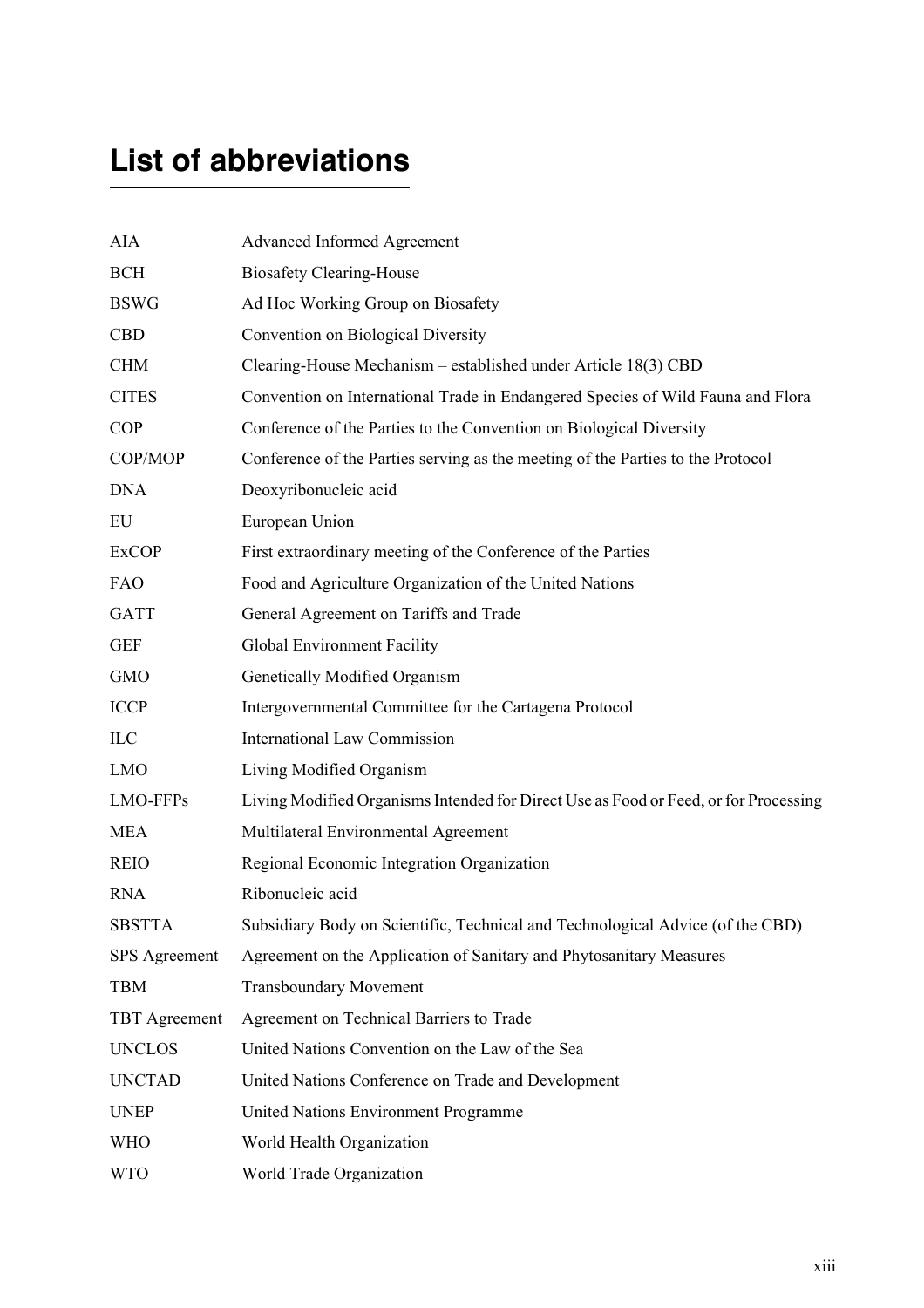# List of abbreviations

| | |
|---|---|
| AIA | Advanced Informed Agreement |
| BCH | Biosafety Clearing-House |
| BSWG | Ad Hoc Working Group on Biosafety |
| CBD | Convention on Biological Diversity |
| CHM | Clearing-House Mechanism – established under Article 18(3) CBD |
| CITES | Convention on International Trade in Endangered Species of Wild Fauna and Flora |
| COP | Conference of the Parties to the Convention on Biological Diversity |
| COP/MOP | Conference of the Parties serving as the meeting of the Parties to the Protocol |
| DNA | Deoxyribonucleic acid |
| EU | European Union |
| ExCOP | First extraordinary meeting of the Conference of the Parties |
| FAO | Food and Agriculture Organization of the United Nations |
| GATT | General Agreement on Tariffs and Trade |
| GEF | Global Environment Facility |
| GMO | Genetically Modified Organism |
| ICCP | Intergovernmental Committee for the Cartagena Protocol |
| ILC | International Law Commission |
| LMO | Living Modified Organism |
| LMO-FFPs | Living Modified Organisms Intended for Direct Use as Food or Feed, or for Processing |
| MEA | Multilateral Environmental Agreement |
| REIO | Regional Economic Integration Organization |
| RNA | Ribonucleic acid |
| SBSTTA | Subsidiary Body on Scientific, Technical and Technological Advice (of the CBD) |
| SPS Agreement | Agreement on the Application of Sanitary and Phytosanitary Measures |
| TBM | Transboundary Movement |
| TBT Agreement | Agreement on Technical Barriers to Trade |
| UNCLOS | United Nations Convention on the Law of the Sea |
| UNCTAD | United Nations Conference on Trade and Development |
| UNEP | United Nations Environment Programme |
| WHO | World Health Organization |
| WTO | World Trade Organization |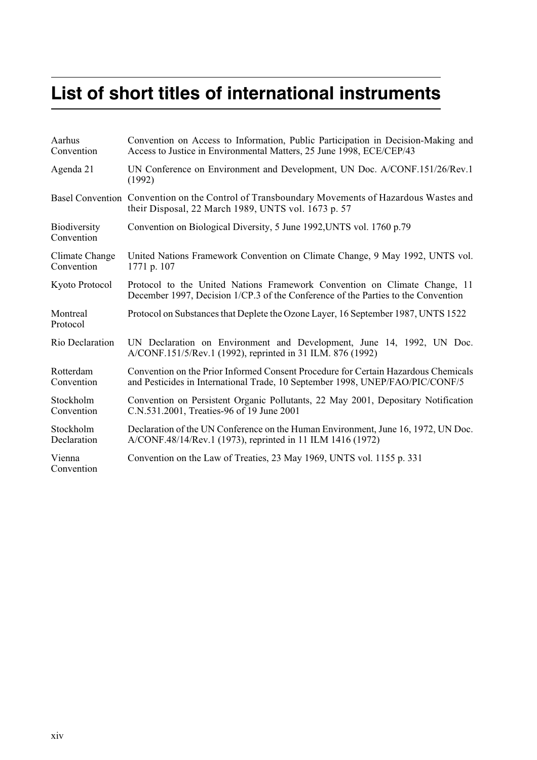# List of short titles of international instruments

| | |
|---|---|
| Aarhus Convention | Convention on Access to Information, Public Participation in Decision-Making and Access to Justice in Environmental Matters, 25 June 1998, ECE/CEP/43 |
| Agenda 21 | UN Conference on Environment and Development, UN Doc. A/CONF.151/26/Rev.1 (1992) |
| Basel Convention | Convention on the Control of Transboundary Movements of Hazardous Wastes and their Disposal, 22 March 1989, UNTS vol. 1673 p. 57 |
| Biodiversity Convention | Convention on Biological Diversity, 5 June 1992,UNTS vol. 1760 p.79 |
| Climate Change Convention | United Nations Framework Convention on Climate Change, 9 May 1992, UNTS vol. 1771 p. 107 |
| Kyoto Protocol | Protocol to the United Nations Framework Convention on Climate Change, 11 December 1997, Decision 1/CP.3 of the Conference of the Parties to the Convention |
| Montreal Protocol | Protocol on Substances that Deplete the Ozone Layer, 16 September 1987, UNTS 1522 |
| Rio Declaration | UN Declaration on Environment and Development, June 14, 1992, UN Doc. A/CONF.151/5/Rev.1 (1992), reprinted in 31 ILM. 876 (1992) |
| Rotterdam Convention | Convention on the Prior Informed Consent Procedure for Certain Hazardous Chemicals and Pesticides in International Trade, 10 September 1998, UNEP/FAO/PIC/CONF/5 |
| Stockholm Convention | Convention on Persistent Organic Pollutants, 22 May 2001, Depositary Notification C.N.531.2001, Treaties-96 of 19 June 2001 |
| Stockholm Declaration | Declaration of the UN Conference on the Human Environment, June 16, 1972, UN Doc. A/CONF.48/14/Rev.1 (1973), reprinted in 11 ILM 1416 (1972) |
| Vienna Convention | Convention on the Law of Treaties, 23 May 1969, UNTS vol. 1155 p. 331 |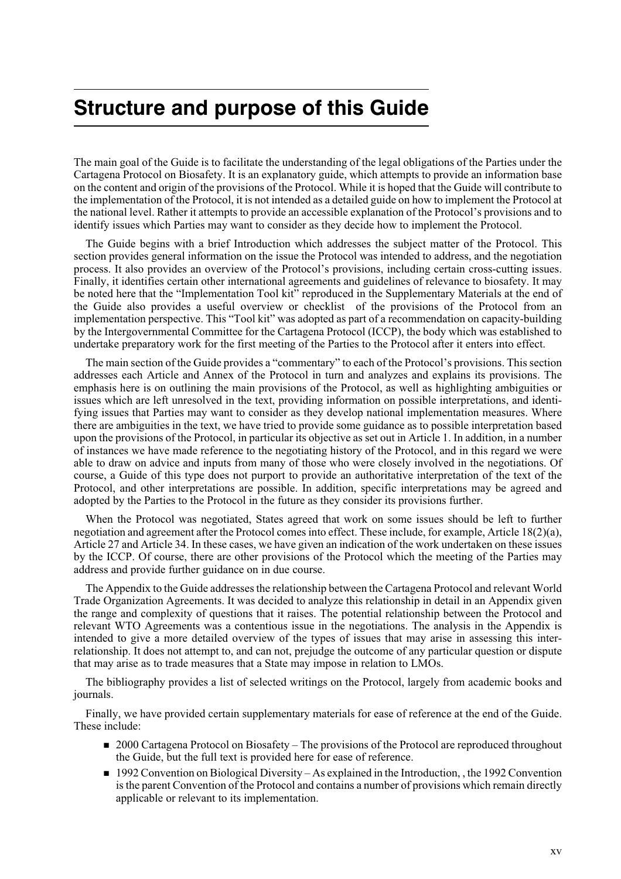# Structure and purpose of this Guide

The main goal of the Guide is to facilitate the understanding of the legal obligations of the Parties under the Cartagena Protocol on Biosafety. It is an explanatory guide, which attempts to provide an information base on the content and origin of the provisions of the Protocol. While it is hoped that the Guide will contribute to the implementation of the Protocol, it is not intended as a detailed guide on how to implement the Protocol at the national level. Rather it attempts to provide an accessible explanation of the Protocol's provisions and to identify issues which Parties may want to consider as they decide how to implement the Protocol.

The Guide begins with a brief Introduction which addresses the subject matter of the Protocol. This section provides general information on the issue the Protocol was intended to address, and the negotiation process. It also provides an overview of the Protocol's provisions, including certain cross-cutting issues. Finally, it identifies certain other international agreements and guidelines of relevance to biosafety. It may be noted here that the "Implementation Tool kit" reproduced in the Supplementary Materials at the end of the Guide also provides a useful overview or checklist of the provisions of the Protocol from an implementation perspective. This "Tool kit" was adopted as part of a recommendation on capacity-building by the Intergovernmental Committee for the Cartagena Protocol (ICCP), the body which was established to undertake preparatory work for the first meeting of the Parties to the Protocol after it enters into effect.

The main section of the Guide provides a "commentary" to each of the Protocol's provisions. This section addresses each Article and Annex of the Protocol in turn and analyzes and explains its provisions. The emphasis here is on outlining the main provisions of the Protocol, as well as highlighting ambiguities or issues which are left unresolved in the text, providing information on possible interpretations, and identifying issues that Parties may want to consider as they develop national implementation measures. Where there are ambiguities in the text, we have tried to provide some guidance as to possible interpretation based upon the provisions of the Protocol, in particular its objective as set out in Article 1. In addition, in a number of instances we have made reference to the negotiating history of the Protocol, and in this regard we were able to draw on advice and inputs from many of those who were closely involved in the negotiations. Of course, a Guide of this type does not purport to provide an authoritative interpretation of the text of the Protocol, and other interpretations are possible. In addition, specific interpretations may be agreed and adopted by the Parties to the Protocol in the future as they consider its provisions further.

When the Protocol was negotiated, States agreed that work on some issues should be left to further negotiation and agreement after the Protocol comes into effect. These include, for example, Article 18(2)(a), Article 27 and Article 34. In these cases, we have given an indication of the work undertaken on these issues by the ICCP. Of course, there are other provisions of the Protocol which the meeting of the Parties may address and provide further guidance on in due course.

The Appendix to the Guide addresses the relationship between the Cartagena Protocol and relevant World Trade Organization Agreements. It was decided to analyze this relationship in detail in an Appendix given the range and complexity of questions that it raises. The potential relationship between the Protocol and relevant WTO Agreements was a contentious issue in the negotiations. The analysis in the Appendix is intended to give a more detailed overview of the types of issues that may arise in assessing this inter-relationship. It does not attempt to, and can not, prejudge the outcome of any particular question or dispute that may arise as to trade measures that a State may impose in relation to LMOs.

The bibliography provides a list of selected writings on the Protocol, largely from academic books and journals.

Finally, we have provided certain supplementary materials for ease of reference at the end of the Guide. These include:

- 2000 Cartagena Protocol on Biosafety – The provisions of the Protocol are reproduced throughout the Guide, but the full text is provided here for ease of reference.
- 1992 Convention on Biological Diversity – As explained in the Introduction, , the 1992 Convention is the parent Convention of the Protocol and contains a number of provisions which remain directly applicable or relevant to its implementation.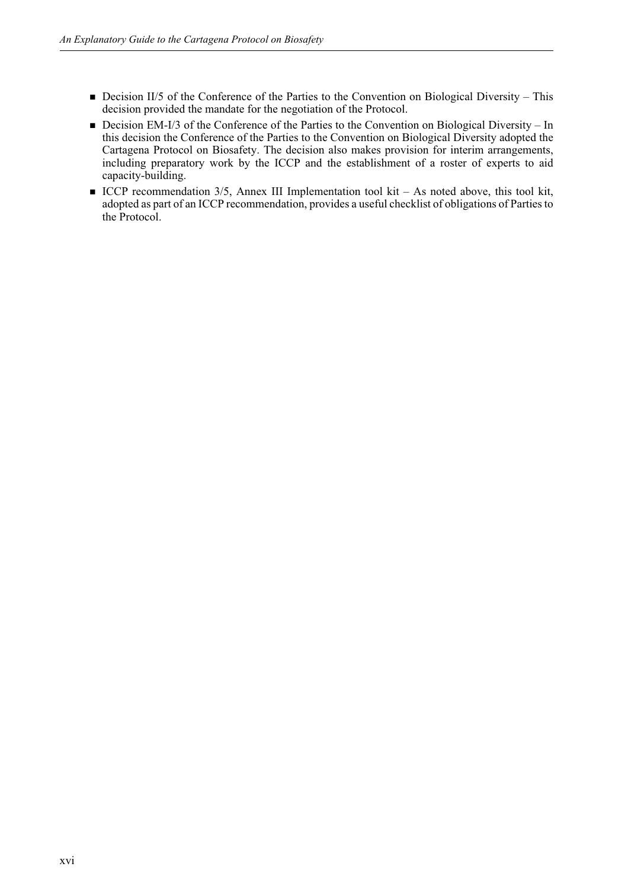- Decision II/5 of the Conference of the Parties to the Convention on Biological Diversity – This decision provided the mandate for the negotiation of the Protocol.
- Decision EM-I/3 of the Conference of the Parties to the Convention on Biological Diversity – In this decision the Conference of the Parties to the Convention on Biological Diversity adopted the Cartagena Protocol on Biosafety. The decision also makes provision for interim arrangements, including preparatory work by the ICCP and the establishment of a roster of experts to aid capacity-building.
- ICCP recommendation 3/5, Annex III Implementation tool kit – As noted above, this tool kit, adopted as part of an ICCP recommendation, provides a useful checklist of obligations of Parties to the Protocol.